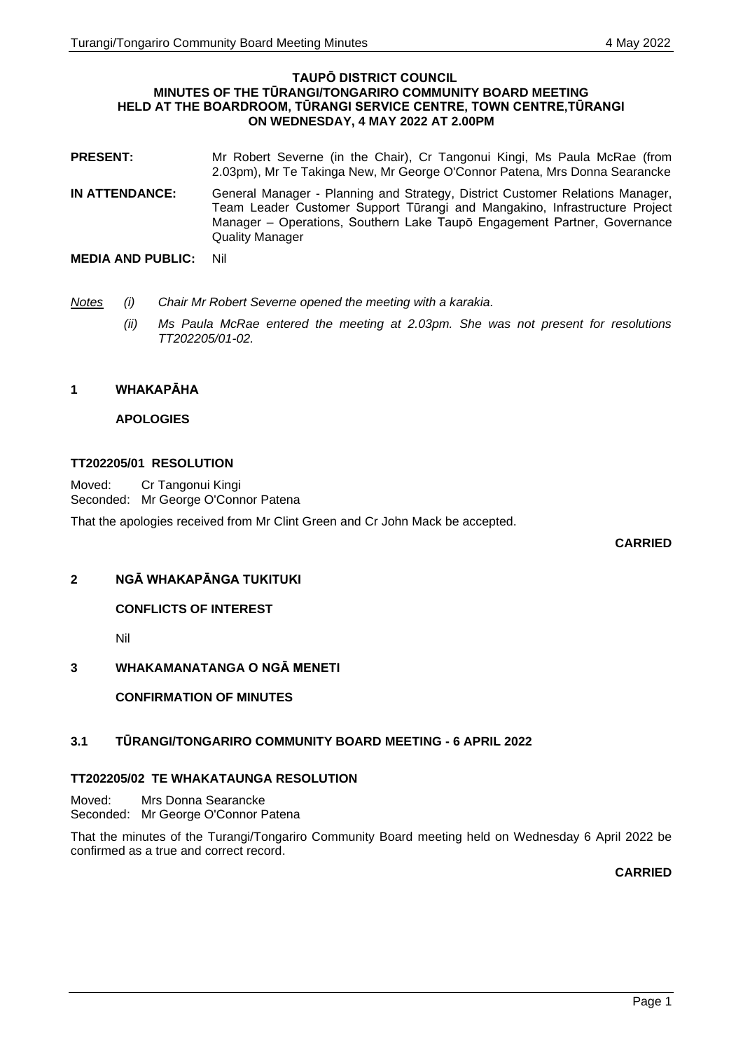**TAUPŌ DISTRICT COUNCIL**
**MINUTES OF THE TŪRANGI/TONGARIRO COMMUNITY BOARD MEETING**
**HELD AT THE BOARDROOM, TŪRANGI SERVICE CENTRE, TOWN CENTRE,TŪRANGI**
**ON WEDNESDAY, 4 MAY 2022 AT 2.00PM**

**PRESENT:** Mr Robert Severne (in the Chair), Cr Tangonui Kingi, Ms Paula McRae (from 2.03pm), Mr Te Takinga New, Mr George O'Connor Patena, Mrs Donna Searancke

**IN ATTENDANCE:** General Manager - Planning and Strategy, District Customer Relations Manager, Team Leader Customer Support Tūrangi and Mangakino, Infrastructure Project Manager – Operations, Southern Lake Taupō Engagement Partner, Governance Quality Manager

**MEDIA AND PUBLIC:** Nil

*Notes* *(i) Chair Mr Robert Severne opened the meeting with a karakia.*

*(ii) Ms Paula McRae entered the meeting at 2.03pm. She was not present for resolutions TT202205/01-02.*

## 1 WHAKAPĀHA

### APOLOGIES

#### TT202205/01 RESOLUTION

Moved: Cr Tangonui Kingi
Seconded: Mr George O'Connor Patena

That the apologies received from Mr Clint Green and Cr John Mack be accepted.

**CARRIED**

## 2 NGĀ WHAKAPĀNGA TUKITUKI

### CONFLICTS OF INTEREST

Nil

## 3 WHAKAMANATANGA O NGĀ MENETI

### CONFIRMATION OF MINUTES

### 3.1 TŪRANGI/TONGARIRO COMMUNITY BOARD MEETING - 6 APRIL 2022

#### TT202205/02 TE WHAKATAUNGA RESOLUTION

Moved: Mrs Donna Searancke
Seconded: Mr George O'Connor Patena

That the minutes of the Turangi/Tongariro Community Board meeting held on Wednesday 6 April 2022 be confirmed as a true and correct record.

**CARRIED**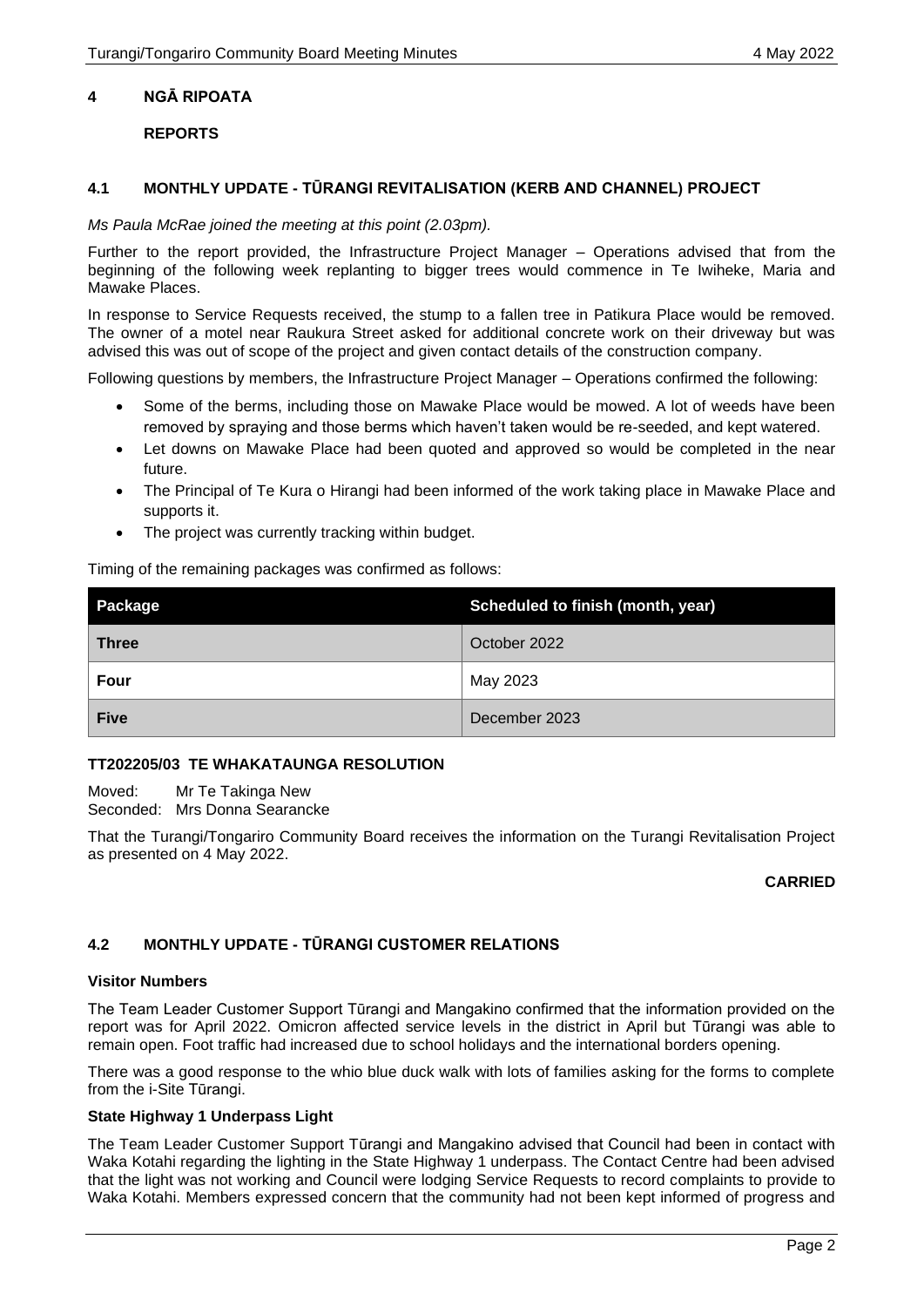## 4 NGĀ RIPOATA

**REPORTS**

### 4.1 MONTHLY UPDATE - TŪRANGI REVITALISATION (KERB AND CHANNEL) PROJECT

*Ms Paula McRae joined the meeting at this point (2.03pm).*

Further to the report provided, the Infrastructure Project Manager – Operations advised that from the beginning of the following week replanting to bigger trees would commence in Te Iwiheke, Maria and Mawake Places.

In response to Service Requests received, the stump to a fallen tree in Patikura Place would be removed. The owner of a motel near Raukura Street asked for additional concrete work on their driveway but was advised this was out of scope of the project and given contact details of the construction company.

Following questions by members, the Infrastructure Project Manager – Operations confirmed the following:

- Some of the berms, including those on Mawake Place would be mowed. A lot of weeds have been removed by spraying and those berms which haven't taken would be re-seeded, and kept watered.
- Let downs on Mawake Place had been quoted and approved so would be completed in the near future.
- The Principal of Te Kura o Hirangi had been informed of the work taking place in Mawake Place and supports it.
- The project was currently tracking within budget.

Timing of the remaining packages was confirmed as follows:

| Package | Scheduled to finish (month, year) |
|---|---|
| **Three** | October 2022 |
| **Four** | May 2023 |
| **Five** | December 2023 |

**TT202205/03 TE WHAKATAUNGA RESOLUTION**

Moved: Mr Te Takinga New
Seconded: Mrs Donna Searancke

That the Turangi/Tongariro Community Board receives the information on the Turangi Revitalisation Project as presented on 4 May 2022.

**CARRIED**

### 4.2 MONTHLY UPDATE - TŪRANGI CUSTOMER RELATIONS

**Visitor Numbers**

The Team Leader Customer Support Tūrangi and Mangakino confirmed that the information provided on the report was for April 2022. Omicron affected service levels in the district in April but Tūrangi was able to remain open. Foot traffic had increased due to school holidays and the international borders opening.

There was a good response to the whio blue duck walk with lots of families asking for the forms to complete from the i-Site Tūrangi.

**State Highway 1 Underpass Light**

The Team Leader Customer Support Tūrangi and Mangakino advised that Council had been in contact with Waka Kotahi regarding the lighting in the State Highway 1 underpass. The Contact Centre had been advised that the light was not working and Council were lodging Service Requests to record complaints to provide to Waka Kotahi. Members expressed concern that the community had not been kept informed of progress and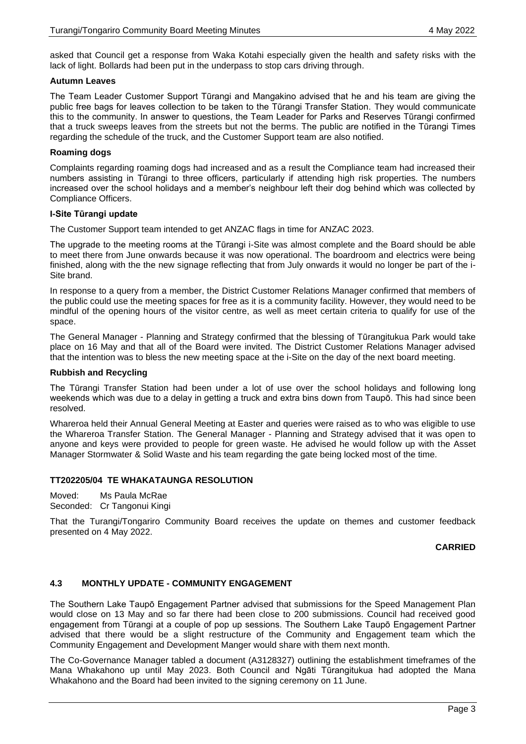asked that Council get a response from Waka Kotahi especially given the health and safety risks with the lack of light. Bollards had been put in the underpass to stop cars driving through.

**Autumn Leaves**

The Team Leader Customer Support Tūrangi and Mangakino advised that he and his team are giving the public free bags for leaves collection to be taken to the Tūrangi Transfer Station. They would communicate this to the community. In answer to questions, the Team Leader for Parks and Reserves Tūrangi confirmed that a truck sweeps leaves from the streets but not the berms. The public are notified in the Tūrangi Times regarding the schedule of the truck, and the Customer Support team are also notified.

**Roaming dogs**

Complaints regarding roaming dogs had increased and as a result the Compliance team had increased their numbers assisting in Tūrangi to three officers, particularly if attending high risk properties. The numbers increased over the school holidays and a member's neighbour left their dog behind which was collected by Compliance Officers.

**I-Site Tūrangi update**

The Customer Support team intended to get ANZAC flags in time for ANZAC 2023.

The upgrade to the meeting rooms at the Tūrangi i-Site was almost complete and the Board should be able to meet there from June onwards because it was now operational. The boardroom and electrics were being finished, along with the the new signage reflecting that from July onwards it would no longer be part of the i-Site brand.

In response to a query from a member, the District Customer Relations Manager confirmed that members of the public could use the meeting spaces for free as it is a community facility. However, they would need to be mindful of the opening hours of the visitor centre, as well as meet certain criteria to qualify for use of the space.

The General Manager - Planning and Strategy confirmed that the blessing of Tūrangitukua Park would take place on 16 May and that all of the Board were invited. The District Customer Relations Manager advised that the intention was to bless the new meeting space at the i-Site on the day of the next board meeting.

**Rubbish and Recycling**

The Tūrangi Transfer Station had been under a lot of use over the school holidays and following long weekends which was due to a delay in getting a truck and extra bins down from Taupō. This had since been resolved.

Whareroa held their Annual General Meeting at Easter and queries were raised as to who was eligible to use the Whareroa Transfer Station. The General Manager - Planning and Strategy advised that it was open to anyone and keys were provided to people for green waste. He advised he would follow up with the Asset Manager Stormwater & Solid Waste and his team regarding the gate being locked most of the time.

**TT202205/04 TE WHAKATAUNGA RESOLUTION**

Moved: Ms Paula McRae
Seconded: Cr Tangonui Kingi

That the Turangi/Tongariro Community Board receives the update on themes and customer feedback presented on 4 May 2022.

**CARRIED**

### 4.3 MONTHLY UPDATE - COMMUNITY ENGAGEMENT

The Southern Lake Taupō Engagement Partner advised that submissions for the Speed Management Plan would close on 13 May and so far there had been close to 200 submissions. Council had received good engagement from Tūrangi at a couple of pop up sessions. The Southern Lake Taupō Engagement Partner advised that there would be a slight restructure of the Community and Engagement team which the Community Engagement and Development Manger would share with them next month.

The Co-Governance Manager tabled a document (A3128327) outlining the establishment timeframes of the Mana Whakahono up until May 2023. Both Council and Ngāti Tūrangitukua had adopted the Mana Whakahono and the Board had been invited to the signing ceremony on 11 June.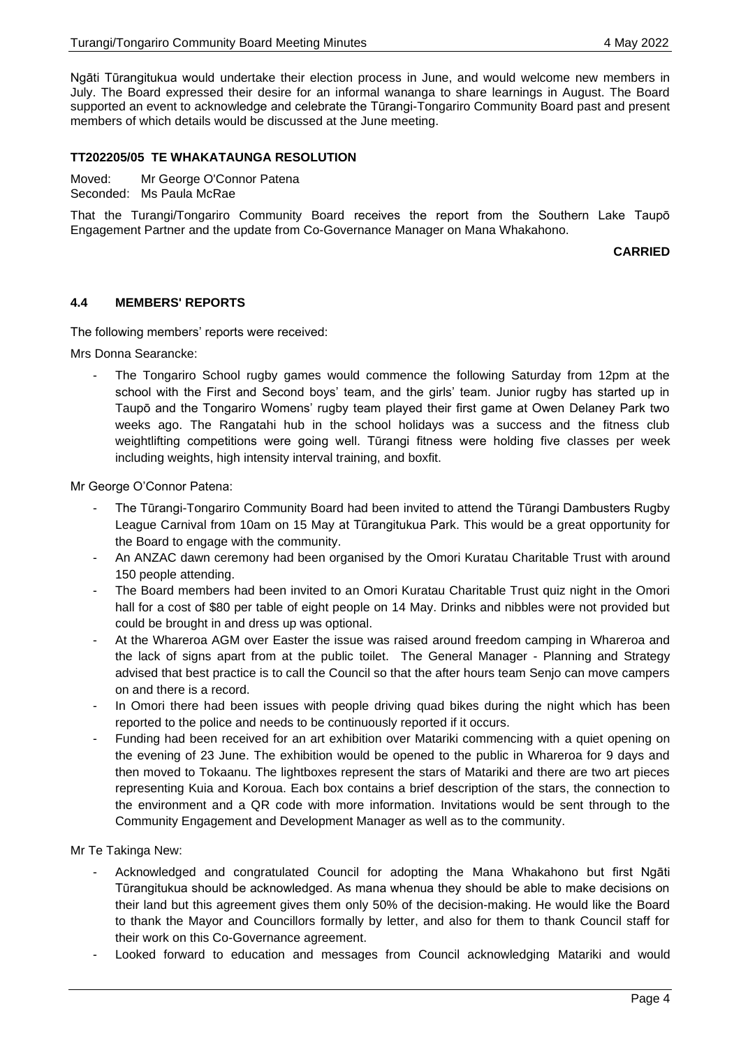Ngāti Tūrangitukua would undertake their election process in June, and would welcome new members in July. The Board expressed their desire for an informal wananga to share learnings in August. The Board supported an event to acknowledge and celebrate the Tūrangi-Tongariro Community Board past and present members of which details would be discussed at the June meeting.

**TT202205/05 TE WHAKATAUNGA RESOLUTION**

Moved: Mr George O'Connor Patena
Seconded: Ms Paula McRae

That the Turangi/Tongariro Community Board receives the report from the Southern Lake Taupō Engagement Partner and the update from Co-Governance Manager on Mana Whakahono.

**CARRIED**

#### **4.4 MEMBERS' REPORTS**

The following members' reports were received:

Mrs Donna Searancke:

- The Tongariro School rugby games would commence the following Saturday from 12pm at the school with the First and Second boys' team, and the girls' team. Junior rugby has started up in Taupō and the Tongariro Womens' rugby team played their first game at Owen Delaney Park two weeks ago. The Rangatahi hub in the school holidays was a success and the fitness club weightlifting competitions were going well. Tūrangi fitness were holding five classes per week including weights, high intensity interval training, and boxfit.

Mr George O'Connor Patena:

- The Tūrangi-Tongariro Community Board had been invited to attend the Tūrangi Dambusters Rugby League Carnival from 10am on 15 May at Tūrangitukua Park. This would be a great opportunity for the Board to engage with the community.
- An ANZAC dawn ceremony had been organised by the Omori Kuratau Charitable Trust with around 150 people attending.
- The Board members had been invited to an Omori Kuratau Charitable Trust quiz night in the Omori hall for a cost of $80 per table of eight people on 14 May. Drinks and nibbles were not provided but could be brought in and dress up was optional.
- At the Whareroa AGM over Easter the issue was raised around freedom camping in Whareroa and the lack of signs apart from at the public toilet. The General Manager - Planning and Strategy advised that best practice is to call the Council so that the after hours team Senjo can move campers on and there is a record.
- In Omori there had been issues with people driving quad bikes during the night which has been reported to the police and needs to be continuously reported if it occurs.
- Funding had been received for an art exhibition over Matariki commencing with a quiet opening on the evening of 23 June. The exhibition would be opened to the public in Whareroa for 9 days and then moved to Tokaanu. The lightboxes represent the stars of Matariki and there are two art pieces representing Kuia and Koroua. Each box contains a brief description of the stars, the connection to the environment and a QR code with more information. Invitations would be sent through to the Community Engagement and Development Manager as well as to the community.

Mr Te Takinga New:

- Acknowledged and congratulated Council for adopting the Mana Whakahono but first Ngāti Tūrangitukua should be acknowledged. As mana whenua they should be able to make decisions on their land but this agreement gives them only 50% of the decision-making. He would like the Board to thank the Mayor and Councillors formally by letter, and also for them to thank Council staff for their work on this Co-Governance agreement.
- Looked forward to education and messages from Council acknowledging Matariki and would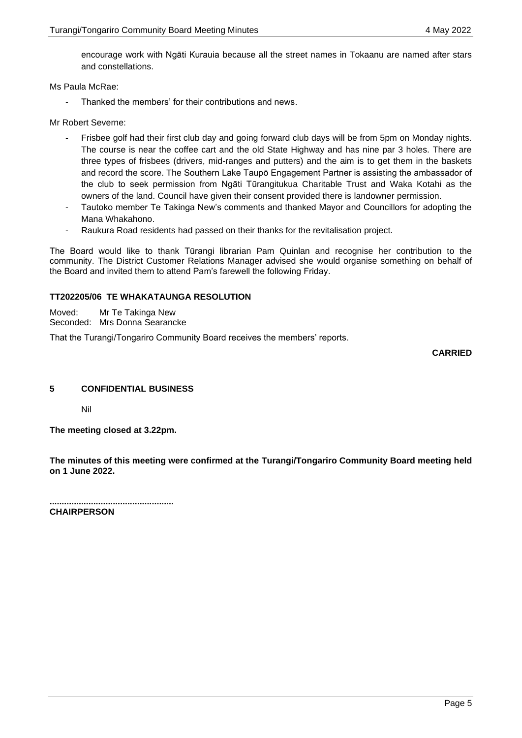encourage work with Ngāti Kurauia because all the street names in Tokaanu are named after stars and constellations.

Ms Paula McRae:

- Thanked the members' for their contributions and news.

Mr Robert Severne:

- Frisbee golf had their first club day and going forward club days will be from 5pm on Monday nights. The course is near the coffee cart and the old State Highway and has nine par 3 holes. There are three types of frisbees (drivers, mid-ranges and putters) and the aim is to get them in the baskets and record the score. The Southern Lake Taupō Engagement Partner is assisting the ambassador of the club to seek permission from Ngāti Tūrangitukua Charitable Trust and Waka Kotahi as the owners of the land. Council have given their consent provided there is landowner permission.
- Tautoko member Te Takinga New's comments and thanked Mayor and Councillors for adopting the Mana Whakahono.
- Raukura Road residents had passed on their thanks for the revitalisation project.

The Board would like to thank Tūrangi librarian Pam Quinlan and recognise her contribution to the community. The District Customer Relations Manager advised she would organise something on behalf of the Board and invited them to attend Pam's farewell the following Friday.

**TT202205/06 TE WHAKATAUNGA RESOLUTION**

Moved: Mr Te Takinga New
Seconded: Mrs Donna Searancke

That the Turangi/Tongariro Community Board receives the members' reports.

**CARRIED**

## 5 CONFIDENTIAL BUSINESS

Nil

**The meeting closed at 3.22pm.**

**The minutes of this meeting were confirmed at the Turangi/Tongariro Community Board meeting held on 1 June 2022.**

**...................................................**
**CHAIRPERSON**